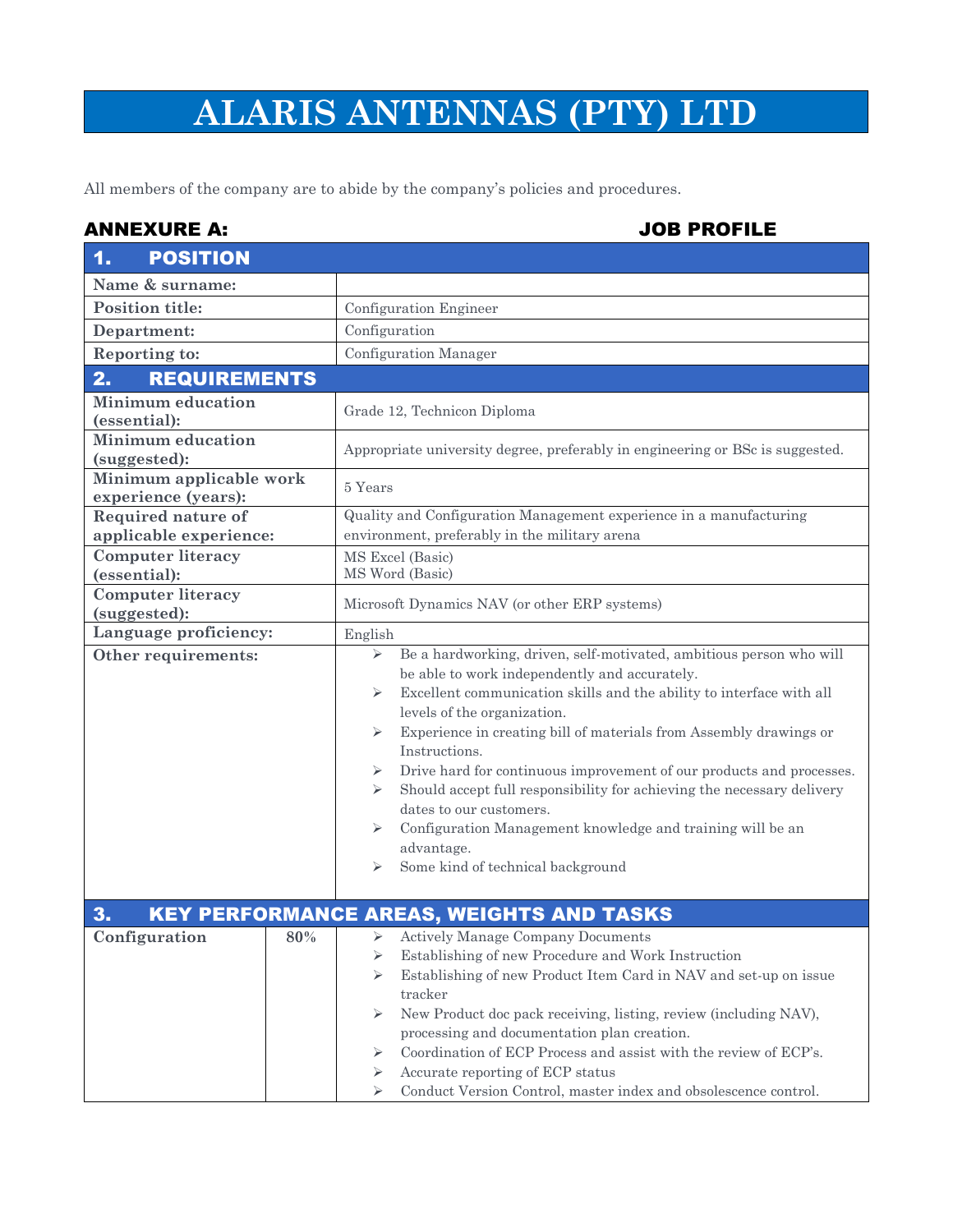# ALARIS ANTENNAS (PTY) LTD

All members of the company are to abide by the company's policies and procedures.

**ANNEXURE A: JOB PROFILE**

## 1. POSITION

| | |
|---|---|
| **Name & surname:** | |
| **Position title:** | Configuration Engineer |
| **Department:** | Configuration |
| **Reporting to:** | Configuration Manager |

## 2. REQUIREMENTS

| | |
|---|---|
| **Minimum education (essential):** | Grade 12, Technicon Diploma |
| **Minimum education (suggested):** | Appropriate university degree, preferably in engineering or BSc is suggested. |
| **Minimum applicable work experience (years):** | 5 Years |
| **Required nature of applicable experience:** | Quality and Configuration Management experience in a manufacturing environment, preferably in the military arena |
| **Computer literacy (essential):** | MS Excel (Basic)<br>MS Word (Basic) |
| **Computer literacy (suggested):** | Microsoft Dynamics NAV (or other ERP systems) |
| **Language proficiency:** | English |
| **Other requirements:** | ➢ Be a hardworking, driven, self-motivated, ambitious person who will be able to work independently and accurately.<br>➢ Excellent communication skills and the ability to interface with all levels of the organization.<br>➢ Experience in creating bill of materials from Assembly drawings or Instructions.<br>➢ Drive hard for continuous improvement of our products and processes.<br>➢ Should accept full responsibility for achieving the necessary delivery dates to our customers.<br>➢ Configuration Management knowledge and training will be an advantage.<br>➢ Some kind of technical background |

## 3. KEY PERFORMANCE AREAS, WEIGHTS AND TASKS

| | | |
|---|---|---|
| **Configuration** | **80%** | ➢ Actively Manage Company Documents<br>➢ Establishing of new Procedure and Work Instruction<br>➢ Establishing of new Product Item Card in NAV and set-up on issue tracker<br>➢ New Product doc pack receiving, listing, review (including NAV), processing and documentation plan creation.<br>➢ Coordination of ECP Process and assist with the review of ECP's.<br>➢ Accurate reporting of ECP status<br>➢ Conduct Version Control, master index and obsolescence control. |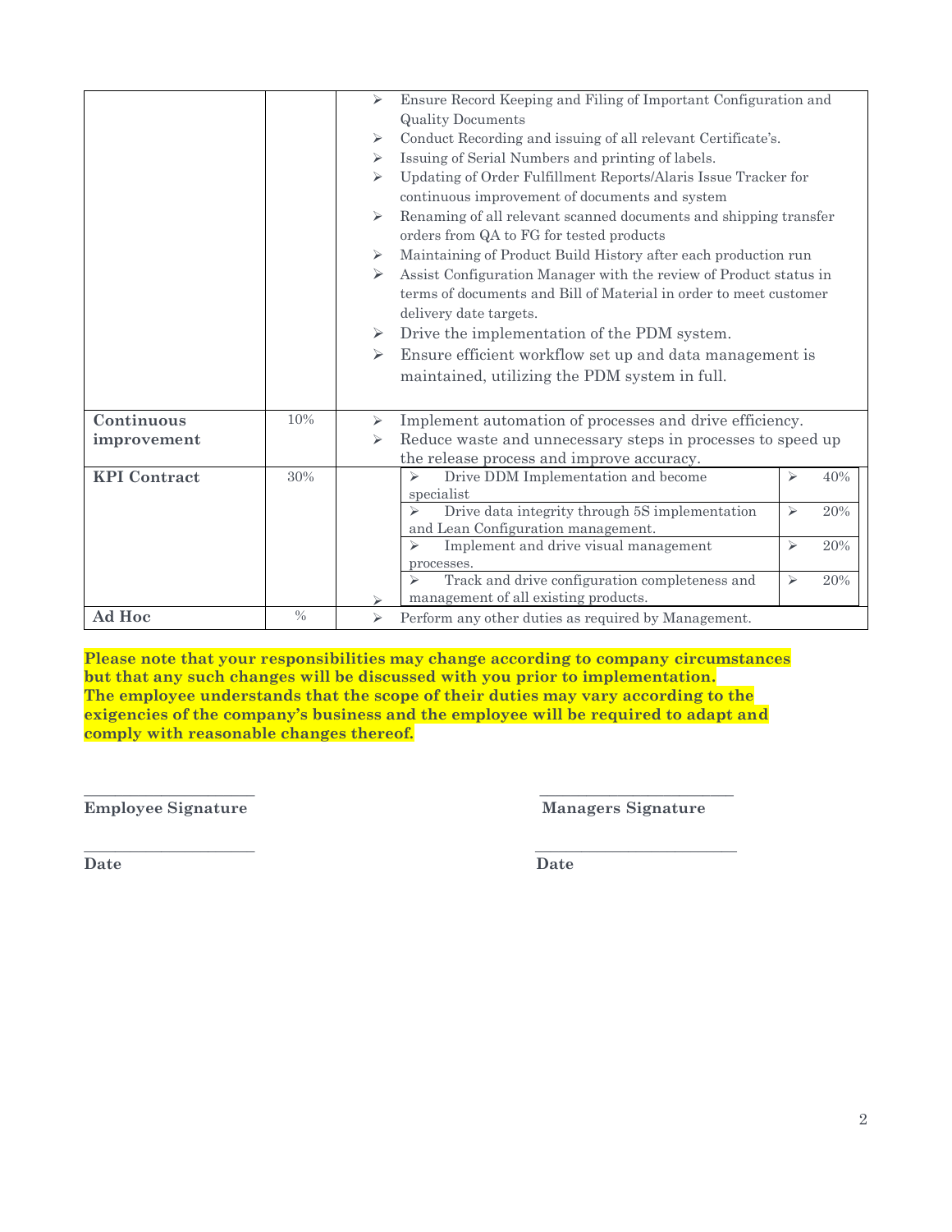| | | |
|---|---|---|
| | | ➢ Ensure Record Keeping and Filing of Important Configuration and Quality Documents<br>➢ Conduct Recording and issuing of all relevant Certificate's.<br>➢ Issuing of Serial Numbers and printing of labels.<br>➢ Updating of Order Fulfillment Reports/Alaris Issue Tracker for continuous improvement of documents and system<br>➢ Renaming of all relevant scanned documents and shipping transfer orders from QA to FG for tested products<br>➢ Maintaining of Product Build History after each production run<br>➢ Assist Configuration Manager with the review of Product status in terms of documents and Bill of Material in order to meet customer delivery date targets.<br>➢ Drive the implementation of the PDM system.<br>➢ Ensure efficient workflow set up and data management is maintained, utilizing the PDM system in full. |
| **Continuous improvement** | 10% | ➢ Implement automation of processes and drive efficiency.<br>➢ Reduce waste and unnecessary steps in processes to speed up the release process and improve accuracy. |
| **KPI Contract** | 30% | ➢ Drive DDM Implementation and become specialist — ➢ 40%<br>➢ Drive data integrity through 5S implementation and Lean Configuration management. — ➢ 20%<br>➢ Implement and drive visual management processes. — ➢ 20%<br>➢ Track and drive configuration completeness and management of all existing products. — ➢ 20% |
| **Ad Hoc** | % | ➢ Perform any other duties as required by Management. |

**Please note that your responsibilities may change according to company circumstances but that any such changes will be discussed with you prior to implementation.**
**The employee understands that the scope of their duties may vary according to the exigencies of the company's business and the employee will be required to adapt and comply with reasonable changes thereof.**

\_\_\_\_\_\_\_\_\_\_\_\_\_\_\_\_\_\_\_\_\_\_
**Employee Signature**

\_\_\_\_\_\_\_\_\_\_\_\_\_\_\_\_\_\_\_\_\_\_
**Managers Signature**

\_\_\_\_\_\_\_\_\_\_\_\_\_\_\_\_\_\_\_\_\_\_
**Date**

\_\_\_\_\_\_\_\_\_\_\_\_\_\_\_\_\_\_\_\_\_\_
**Date**